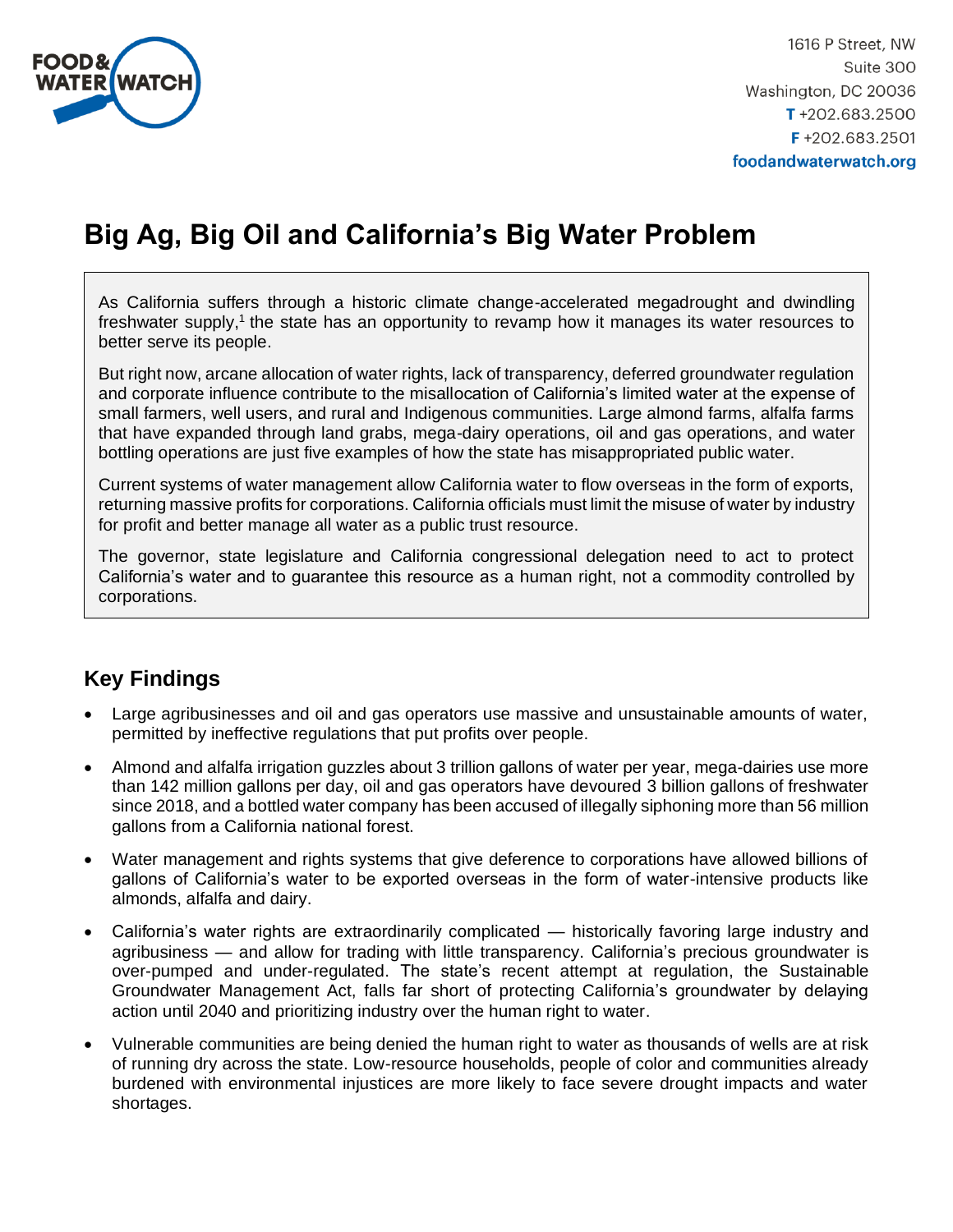FOOD & WATER WATCH

1616 P Street, NW
Suite 300
Washington, DC 20036
T +202.683.2500
F +202.683.2501
foodandwaterwatch.org

# Big Ag, Big Oil and California's Big Water Problem

As California suffers through a historic climate change-accelerated megadrought and dwindling freshwater supply,[1] the state has an opportunity to revamp how it manages its water resources to better serve its people.

But right now, arcane allocation of water rights, lack of transparency, deferred groundwater regulation and corporate influence contribute to the misallocation of California's limited water at the expense of small farmers, well users, and rural and Indigenous communities. Large almond farms, alfalfa farms that have expanded through land grabs, mega-dairy operations, oil and gas operations, and water bottling operations are just five examples of how the state has misappropriated public water.

Current systems of water management allow California water to flow overseas in the form of exports, returning massive profits for corporations. California officials must limit the misuse of water by industry for profit and better manage all water as a public trust resource.

The governor, state legislature and California congressional delegation need to act to protect California's water and to guarantee this resource as a human right, not a commodity controlled by corporations.

## Key Findings

- Large agribusinesses and oil and gas operators use massive and unsustainable amounts of water, permitted by ineffective regulations that put profits over people.
- Almond and alfalfa irrigation guzzles about 3 trillion gallons of water per year, mega-dairies use more than 142 million gallons per day, oil and gas operators have devoured 3 billion gallons of freshwater since 2018, and a bottled water company has been accused of illegally siphoning more than 56 million gallons from a California national forest.
- Water management and rights systems that give deference to corporations have allowed billions of gallons of California's water to be exported overseas in the form of water-intensive products like almonds, alfalfa and dairy.
- California's water rights are extraordinarily complicated — historically favoring large industry and agribusiness — and allow for trading with little transparency. California's precious groundwater is over-pumped and under-regulated. The state's recent attempt at regulation, the Sustainable Groundwater Management Act, falls far short of protecting California's groundwater by delaying action until 2040 and prioritizing industry over the human right to water.
- Vulnerable communities are being denied the human right to water as thousands of wells are at risk of running dry across the state. Low-resource households, people of color and communities already burdened with environmental injustices are more likely to face severe drought impacts and water shortages.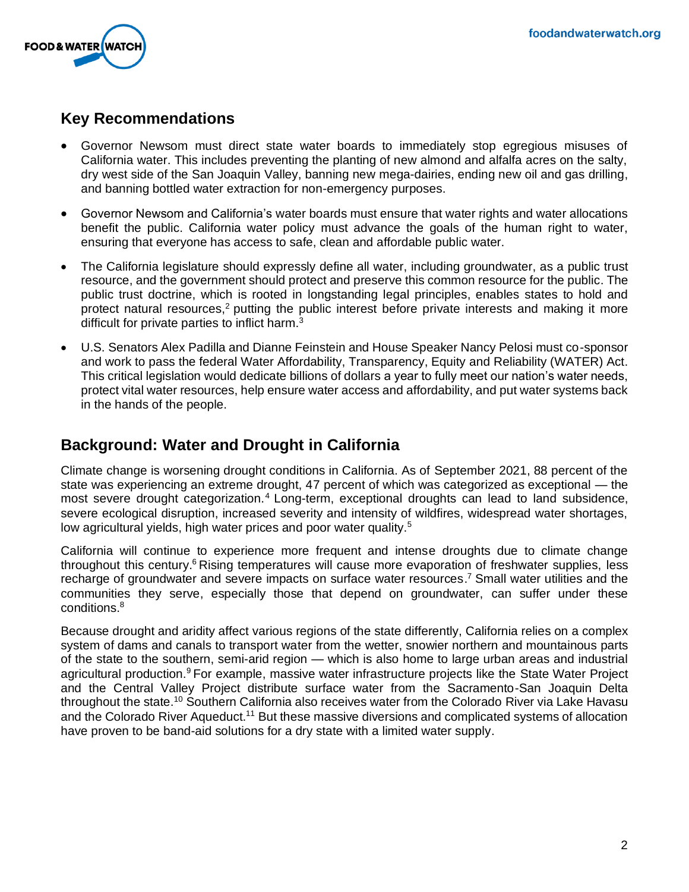## Key Recommendations

- Governor Newsom must direct state water boards to immediately stop egregious misuses of California water. This includes preventing the planting of new almond and alfalfa acres on the salty, dry west side of the San Joaquin Valley, banning new mega-dairies, ending new oil and gas drilling, and banning bottled water extraction for non-emergency purposes.
- Governor Newsom and California's water boards must ensure that water rights and water allocations benefit the public. California water policy must advance the goals of the human right to water, ensuring that everyone has access to safe, clean and affordable public water.
- The California legislature should expressly define all water, including groundwater, as a public trust resource, and the government should protect and preserve this common resource for the public. The public trust doctrine, which is rooted in longstanding legal principles, enables states to hold and protect natural resources,[2] putting the public interest before private interests and making it more difficult for private parties to inflict harm.[3]
- U.S. Senators Alex Padilla and Dianne Feinstein and House Speaker Nancy Pelosi must co-sponsor and work to pass the federal Water Affordability, Transparency, Equity and Reliability (WATER) Act. This critical legislation would dedicate billions of dollars a year to fully meet our nation's water needs, protect vital water resources, help ensure water access and affordability, and put water systems back in the hands of the people.

## Background: Water and Drought in California

Climate change is worsening drought conditions in California. As of September 2021, 88 percent of the state was experiencing an extreme drought, 47 percent of which was categorized as exceptional — the most severe drought categorization.[4] Long-term, exceptional droughts can lead to land subsidence, severe ecological disruption, increased severity and intensity of wildfires, widespread water shortages, low agricultural yields, high water prices and poor water quality.[5]

California will continue to experience more frequent and intense droughts due to climate change throughout this century.[6] Rising temperatures will cause more evaporation of freshwater supplies, less recharge of groundwater and severe impacts on surface water resources.[7] Small water utilities and the communities they serve, especially those that depend on groundwater, can suffer under these conditions.[8]

Because drought and aridity affect various regions of the state differently, California relies on a complex system of dams and canals to transport water from the wetter, snowier northern and mountainous parts of the state to the southern, semi-arid region — which is also home to large urban areas and industrial agricultural production.[9] For example, massive water infrastructure projects like the State Water Project and the Central Valley Project distribute surface water from the Sacramento-San Joaquin Delta throughout the state.[10] Southern California also receives water from the Colorado River via Lake Havasu and the Colorado River Aqueduct.[11] But these massive diversions and complicated systems of allocation have proven to be band-aid solutions for a dry state with a limited water supply.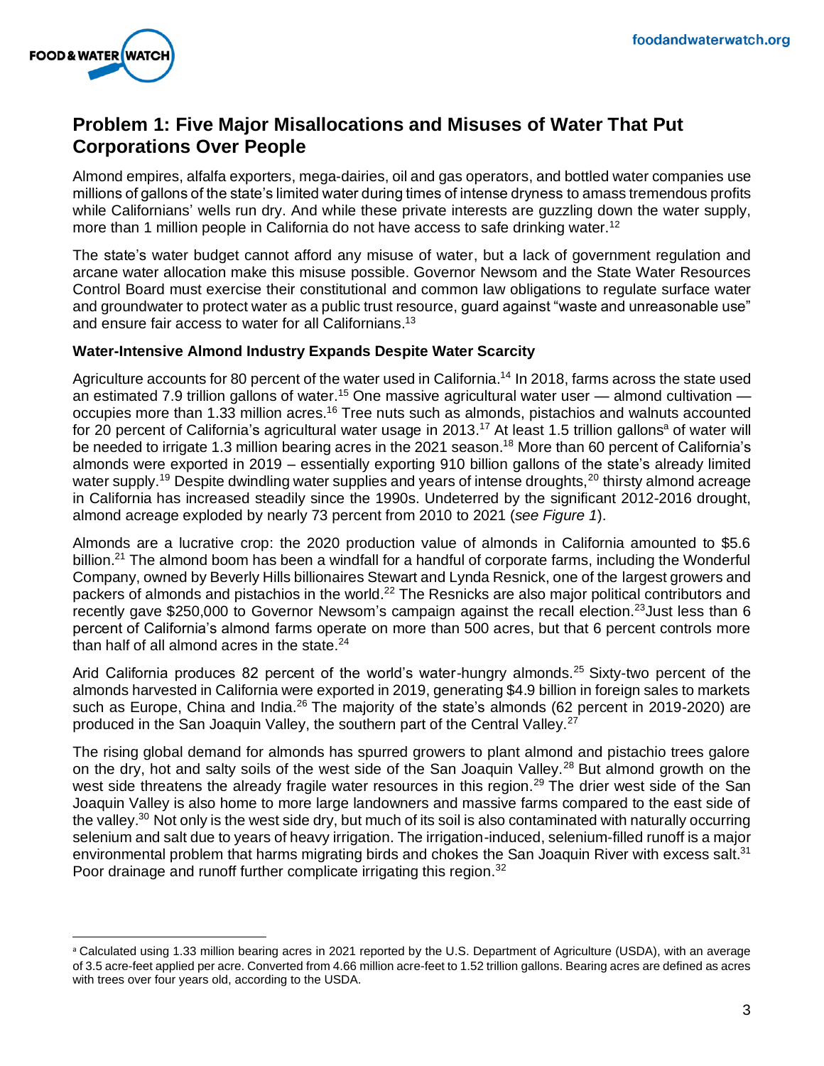## Problem 1: Five Major Misallocations and Misuses of Water That Put Corporations Over People

Almond empires, alfalfa exporters, mega-dairies, oil and gas operators, and bottled water companies use millions of gallons of the state's limited water during times of intense dryness to amass tremendous profits while Californians' wells run dry. And while these private interests are guzzling down the water supply, more than 1 million people in California do not have access to safe drinking water.[12]

The state's water budget cannot afford any misuse of water, but a lack of government regulation and arcane water allocation make this misuse possible. Governor Newsom and the State Water Resources Control Board must exercise their constitutional and common law obligations to regulate surface water and groundwater to protect water as a public trust resource, guard against "waste and unreasonable use" and ensure fair access to water for all Californians.[13]

### Water-Intensive Almond Industry Expands Despite Water Scarcity

Agriculture accounts for 80 percent of the water used in California.[14] In 2018, farms across the state used an estimated 7.9 trillion gallons of water.[15] One massive agricultural water user — almond cultivation — occupies more than 1.33 million acres.[16] Tree nuts such as almonds, pistachios and walnuts accounted for 20 percent of California's agricultural water usage in 2013.[17] At least 1.5 trillion gallons[a] of water will be needed to irrigate 1.3 million bearing acres in the 2021 season.[18] More than 60 percent of California's almonds were exported in 2019 – essentially exporting 910 billion gallons of the state's already limited water supply.[19] Despite dwindling water supplies and years of intense droughts,[20] thirsty almond acreage in California has increased steadily since the 1990s. Undeterred by the significant 2012-2016 drought, almond acreage exploded by nearly 73 percent from 2010 to 2021 (*see Figure 1*).

Almonds are a lucrative crop: the 2020 production value of almonds in California amounted to $5.6 billion.[21] The almond boom has been a windfall for a handful of corporate farms, including the Wonderful Company, owned by Beverly Hills billionaires Stewart and Lynda Resnick, one of the largest growers and packers of almonds and pistachios in the world.[22] The Resnicks are also major political contributors and recently gave $250,000 to Governor Newsom's campaign against the recall election.[23]Just less than 6 percent of California's almond farms operate on more than 500 acres, but that 6 percent controls more than half of all almond acres in the state.[24]

Arid California produces 82 percent of the world's water-hungry almonds.[25] Sixty-two percent of the almonds harvested in California were exported in 2019, generating $4.9 billion in foreign sales to markets such as Europe, China and India.[26] The majority of the state's almonds (62 percent in 2019-2020) are produced in the San Joaquin Valley, the southern part of the Central Valley.[27]

The rising global demand for almonds has spurred growers to plant almond and pistachio trees galore on the dry, hot and salty soils of the west side of the San Joaquin Valley.[28] But almond growth on the west side threatens the already fragile water resources in this region.[29] The drier west side of the San Joaquin Valley is also home to more large landowners and massive farms compared to the east side of the valley.[30] Not only is the west side dry, but much of its soil is also contaminated with naturally occurring selenium and salt due to years of heavy irrigation. The irrigation-induced, selenium-filled runoff is a major environmental problem that harms migrating birds and chokes the San Joaquin River with excess salt.[31] Poor drainage and runoff further complicate irrigating this region.[32]

---

[a] Calculated using 1.33 million bearing acres in 2021 reported by the U.S. Department of Agriculture (USDA), with an average of 3.5 acre-feet applied per acre. Converted from 4.66 million acre-feet to 1.52 trillion gallons. Bearing acres are defined as acres with trees over four years old, according to the USDA.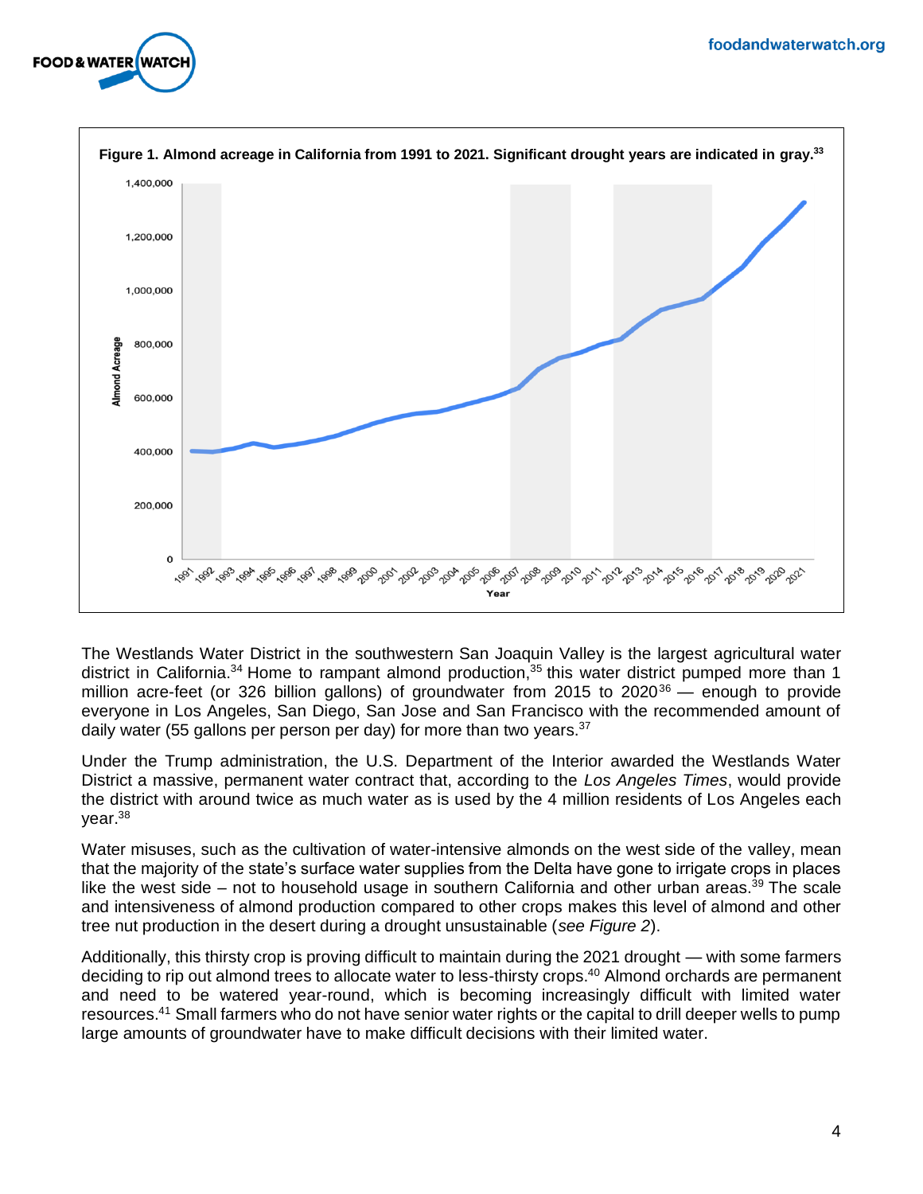**Figure 1. Almond acreage in California from 1991 to 2021. Significant drought years are indicated in gray.**[33]

The Westlands Water District in the southwestern San Joaquin Valley is the largest agricultural water district in California.[34] Home to rampant almond production,[35] this water district pumped more than 1 million acre-feet (or 326 billion gallons) of groundwater from 2015 to 2020[36] — enough to provide everyone in Los Angeles, San Diego, San Jose and San Francisco with the recommended amount of daily water (55 gallons per person per day) for more than two years.[37]

Under the Trump administration, the U.S. Department of the Interior awarded the Westlands Water District a massive, permanent water contract that, according to the *Los Angeles Times*, would provide the district with around twice as much water as is used by the 4 million residents of Los Angeles each year.[38]

Water misuses, such as the cultivation of water-intensive almonds on the west side of the valley, mean that the majority of the state's surface water supplies from the Delta have gone to irrigate crops in places like the west side – not to household usage in southern California and other urban areas.[39] The scale and intensiveness of almond production compared to other crops makes this level of almond and other tree nut production in the desert during a drought unsustainable (*see Figure 2*).

Additionally, this thirsty crop is proving difficult to maintain during the 2021 drought — with some farmers deciding to rip out almond trees to allocate water to less-thirsty crops.[40] Almond orchards are permanent and need to be watered year-round, which is becoming increasingly difficult with limited water resources.[41] Small farmers who do not have senior water rights or the capital to drill deeper wells to pump large amounts of groundwater have to make difficult decisions with their limited water.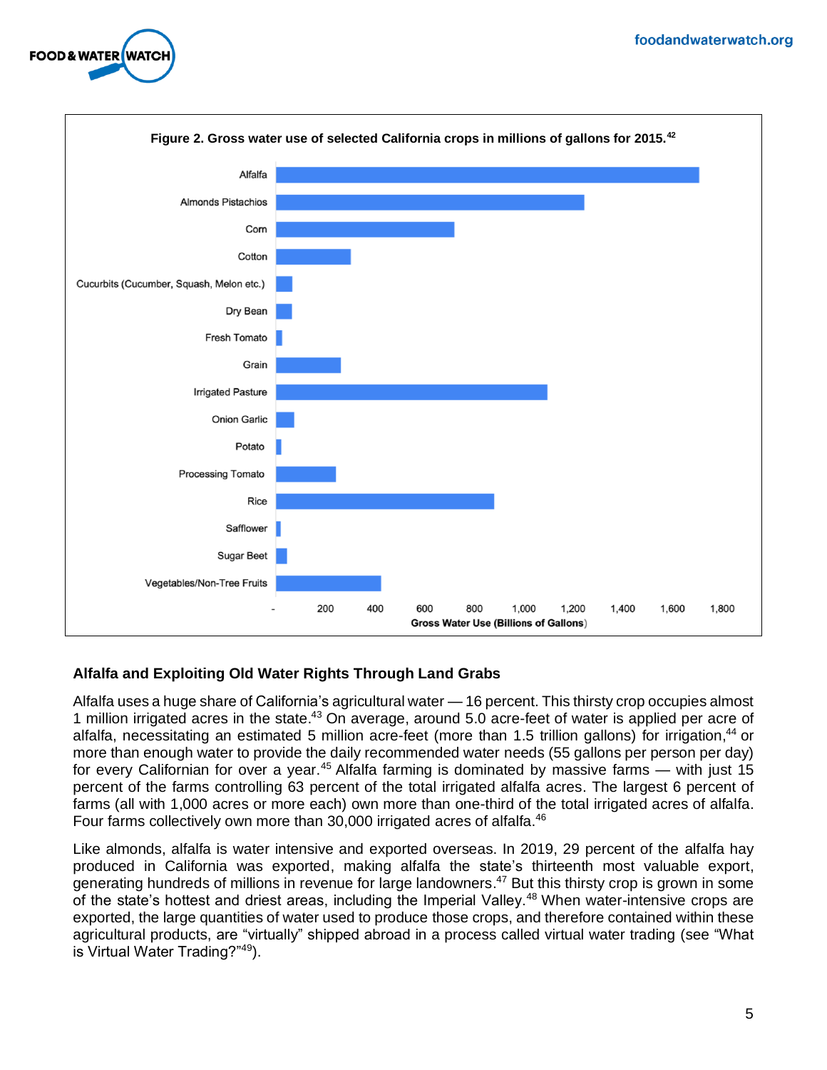**Figure 2. Gross water use of selected California crops in millions of gallons for 2015.**[42]

## Alfalfa and Exploiting Old Water Rights Through Land Grabs

Alfalfa uses a huge share of California's agricultural water — 16 percent. This thirsty crop occupies almost 1 million irrigated acres in the state.[43] On average, around 5.0 acre-feet of water is applied per acre of alfalfa, necessitating an estimated 5 million acre-feet (more than 1.5 trillion gallons) for irrigation,[44] or more than enough water to provide the daily recommended water needs (55 gallons per person per day) for every Californian for over a year.[45] Alfalfa farming is dominated by massive farms — with just 15 percent of the farms controlling 63 percent of the total irrigated alfalfa acres. The largest 6 percent of farms (all with 1,000 acres or more each) own more than one-third of the total irrigated acres of alfalfa. Four farms collectively own more than 30,000 irrigated acres of alfalfa.[46]

Like almonds, alfalfa is water intensive and exported overseas. In 2019, 29 percent of the alfalfa hay produced in California was exported, making alfalfa the state's thirteenth most valuable export, generating hundreds of millions in revenue for large landowners.[47] But this thirsty crop is grown in some of the state's hottest and driest areas, including the Imperial Valley.[48] When water-intensive crops are exported, the large quantities of water used to produce those crops, and therefore contained within these agricultural products, are "virtually" shipped abroad in a process called virtual water trading (see "What is Virtual Water Trading?"[49]).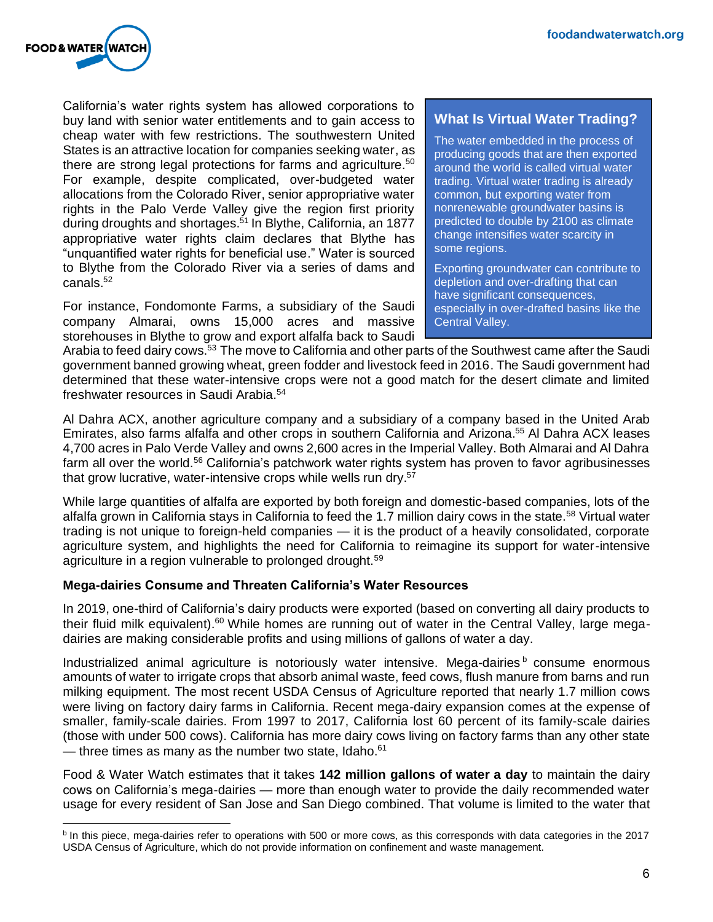California's water rights system has allowed corporations to buy land with senior water entitlements and to gain access to cheap water with few restrictions. The southwestern United States is an attractive location for companies seeking water, as there are strong legal protections for farms and agriculture.[50] For example, despite complicated, over-budgeted water allocations from the Colorado River, senior appropriative water rights in the Palo Verde Valley give the region first priority during droughts and shortages.[51] In Blythe, California, an 1877 appropriative water rights claim declares that Blythe has "unquantified water rights for beneficial use." Water is sourced to Blythe from the Colorado River via a series of dams and canals.[52]

### What Is Virtual Water Trading?

The water embedded in the process of producing goods that are then exported around the world is called virtual water trading. Virtual water trading is already common, but exporting water from nonrenewable groundwater basins is predicted to double by 2100 as climate change intensifies water scarcity in some regions.

Exporting groundwater can contribute to depletion and over-drafting that can have significant consequences, especially in over-drafted basins like the Central Valley.

For instance, Fondomonte Farms, a subsidiary of the Saudi company Almarai, owns 15,000 acres and massive storehouses in Blythe to grow and export alfalfa back to Saudi Arabia to feed dairy cows.[53] The move to California and other parts of the Southwest came after the Saudi government banned growing wheat, green fodder and livestock feed in 2016. The Saudi government had determined that these water-intensive crops were not a good match for the desert climate and limited freshwater resources in Saudi Arabia.[54]

Al Dahra ACX, another agriculture company and a subsidiary of a company based in the United Arab Emirates, also farms alfalfa and other crops in southern California and Arizona.[55] Al Dahra ACX leases 4,700 acres in Palo Verde Valley and owns 2,600 acres in the Imperial Valley. Both Almarai and Al Dahra farm all over the world.[56] California's patchwork water rights system has proven to favor agribusinesses that grow lucrative, water-intensive crops while wells run dry.[57]

While large quantities of alfalfa are exported by both foreign and domestic-based companies, lots of the alfalfa grown in California stays in California to feed the 1.7 million dairy cows in the state.[58] Virtual water trading is not unique to foreign-held companies — it is the product of a heavily consolidated, corporate agriculture system, and highlights the need for California to reimagine its support for water-intensive agriculture in a region vulnerable to prolonged drought.[59]

**Mega-dairies Consume and Threaten California's Water Resources**

In 2019, one-third of California's dairy products were exported (based on converting all dairy products to their fluid milk equivalent).[60] While homes are running out of water in the Central Valley, large mega-dairies are making considerable profits and using millions of gallons of water a day.

Industrialized animal agriculture is notoriously water intensive. Mega-dairies[b] consume enormous amounts of water to irrigate crops that absorb animal waste, feed cows, flush manure from barns and run milking equipment. The most recent USDA Census of Agriculture reported that nearly 1.7 million cows were living on factory dairy farms in California. Recent mega-dairy expansion comes at the expense of smaller, family-scale dairies. From 1997 to 2017, California lost 60 percent of its family-scale dairies (those with under 500 cows). California has more dairy cows living on factory farms than any other state — three times as many as the number two state, Idaho.[61]

Food & Water Watch estimates that it takes **142 million gallons of water a day** to maintain the dairy cows on California's mega-dairies — more than enough water to provide the daily recommended water usage for every resident of San Jose and San Diego combined. That volume is limited to the water that

---

[b] In this piece, mega-dairies refer to operations with 500 or more cows, as this corresponds with data categories in the 2017 USDA Census of Agriculture, which do not provide information on confinement and waste management.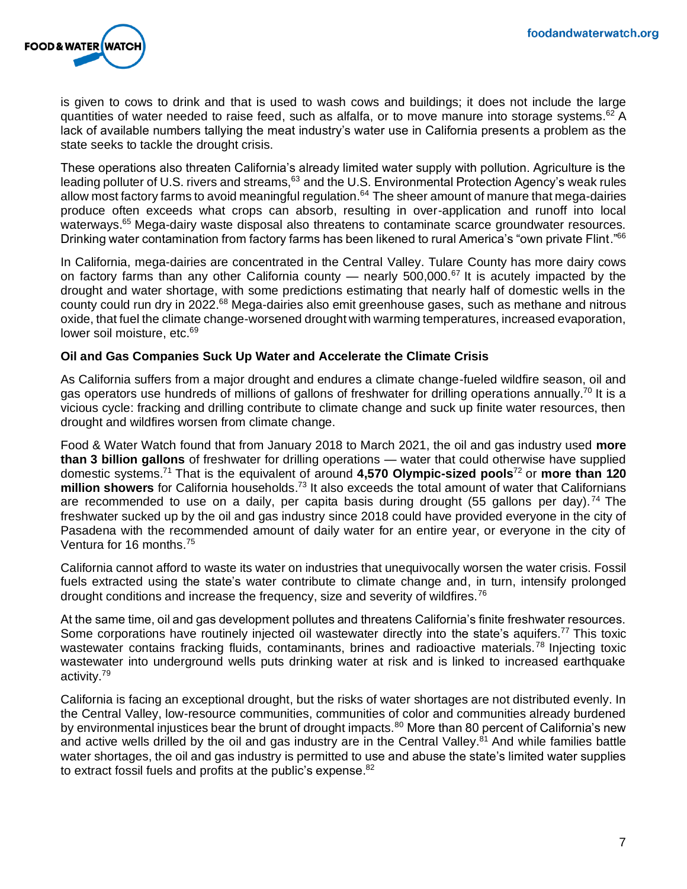is given to cows to drink and that is used to wash cows and buildings; it does not include the large quantities of water needed to raise feed, such as alfalfa, or to move manure into storage systems.[62] A lack of available numbers tallying the meat industry's water use in California presents a problem as the state seeks to tackle the drought crisis.

These operations also threaten California's already limited water supply with pollution. Agriculture is the leading polluter of U.S. rivers and streams,[63] and the U.S. Environmental Protection Agency's weak rules allow most factory farms to avoid meaningful regulation.[64] The sheer amount of manure that mega-dairies produce often exceeds what crops can absorb, resulting in over-application and runoff into local waterways.[65] Mega-dairy waste disposal also threatens to contaminate scarce groundwater resources. Drinking water contamination from factory farms has been likened to rural America's "own private Flint."[66]

In California, mega-dairies are concentrated in the Central Valley. Tulare County has more dairy cows on factory farms than any other California county — nearly 500,000.[67] It is acutely impacted by the drought and water shortage, with some predictions estimating that nearly half of domestic wells in the county could run dry in 2022.[68] Mega-dairies also emit greenhouse gases, such as methane and nitrous oxide, that fuel the climate change-worsened drought with warming temperatures, increased evaporation, lower soil moisture, etc.[69]

### Oil and Gas Companies Suck Up Water and Accelerate the Climate Crisis

As California suffers from a major drought and endures a climate change-fueled wildfire season, oil and gas operators use hundreds of millions of gallons of freshwater for drilling operations annually.[70] It is a vicious cycle: fracking and drilling contribute to climate change and suck up finite water resources, then drought and wildfires worsen from climate change.

Food & Water Watch found that from January 2018 to March 2021, the oil and gas industry used **more than 3 billion gallons** of freshwater for drilling operations — water that could otherwise have supplied domestic systems.[71] That is the equivalent of around **4,570 Olympic-sized pools**[72] or **more than 120 million showers** for California households.[73] It also exceeds the total amount of water that Californians are recommended to use on a daily, per capita basis during drought (55 gallons per day).[74] The freshwater sucked up by the oil and gas industry since 2018 could have provided everyone in the city of Pasadena with the recommended amount of daily water for an entire year, or everyone in the city of Ventura for 16 months.[75]

California cannot afford to waste its water on industries that unequivocally worsen the water crisis. Fossil fuels extracted using the state's water contribute to climate change and, in turn, intensify prolonged drought conditions and increase the frequency, size and severity of wildfires.[76]

At the same time, oil and gas development pollutes and threatens California's finite freshwater resources. Some corporations have routinely injected oil wastewater directly into the state's aquifers.[77] This toxic wastewater contains fracking fluids, contaminants, brines and radioactive materials.[78] Injecting toxic wastewater into underground wells puts drinking water at risk and is linked to increased earthquake activity.[79]

California is facing an exceptional drought, but the risks of water shortages are not distributed evenly. In the Central Valley, low-resource communities, communities of color and communities already burdened by environmental injustices bear the brunt of drought impacts.[80] More than 80 percent of California's new and active wells drilled by the oil and gas industry are in the Central Valley.[81] And while families battle water shortages, the oil and gas industry is permitted to use and abuse the state's limited water supplies to extract fossil fuels and profits at the public's expense.[82]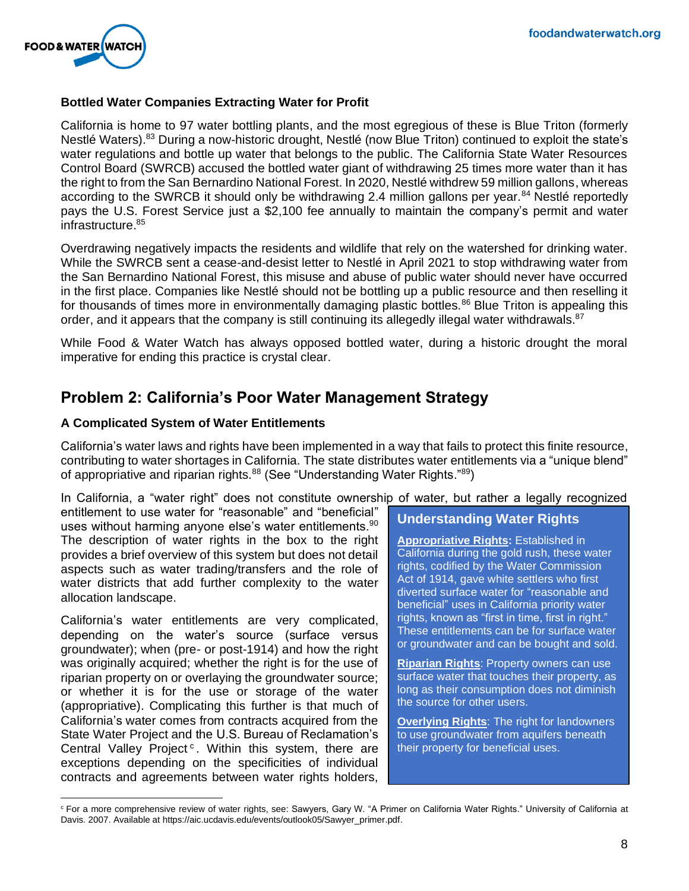**Bottled Water Companies Extracting Water for Profit**

California is home to 97 water bottling plants, and the most egregious of these is Blue Triton (formerly Nestlé Waters).[83] During a now-historic drought, Nestlé (now Blue Triton) continued to exploit the state's water regulations and bottle up water that belongs to the public. The California State Water Resources Control Board (SWRCB) accused the bottled water giant of withdrawing 25 times more water than it has the right to from the San Bernardino National Forest. In 2020, Nestlé withdrew 59 million gallons, whereas according to the SWRCB it should only be withdrawing 2.4 million gallons per year.[84] Nestlé reportedly pays the U.S. Forest Service just a $2,100 fee annually to maintain the company's permit and water infrastructure.[85]

Overdrawing negatively impacts the residents and wildlife that rely on the watershed for drinking water. While the SWRCB sent a cease-and-desist letter to Nestlé in April 2021 to stop withdrawing water from the San Bernardino National Forest, this misuse and abuse of public water should never have occurred in the first place. Companies like Nestlé should not be bottling up a public resource and then reselling it for thousands of times more in environmentally damaging plastic bottles.[86] Blue Triton is appealing this order, and it appears that the company is still continuing its allegedly illegal water withdrawals.[87]

While Food & Water Watch has always opposed bottled water, during a historic drought the moral imperative for ending this practice is crystal clear.

## Problem 2: California's Poor Water Management Strategy

**A Complicated System of Water Entitlements**

California's water laws and rights have been implemented in a way that fails to protect this finite resource, contributing to water shortages in California. The state distributes water entitlements via a "unique blend" of appropriative and riparian rights.[88] (See "Understanding Water Rights."[89])

In California, a "water right" does not constitute ownership of water, but rather a legally recognized entitlement to use water for "reasonable" and "beneficial" uses without harming anyone else's water entitlements.[90] The description of water rights in the box to the right provides a brief overview of this system but does not detail aspects such as water trading/transfers and the role of water districts that add further complexity to the water allocation landscape.

California's water entitlements are very complicated, depending on the water's source (surface versus groundwater); when (pre- or post-1914) and how the right was originally acquired; whether the right is for the use of riparian property on or overlaying the groundwater source; or whether it is for the use or storage of the water (appropriative). Complicating this further is that much of California's water comes from contracts acquired from the State Water Project and the U.S. Bureau of Reclamation's Central Valley Project[c]. Within this system, there are exceptions depending on the specificities of individual contracts and agreements between water rights holders,

> **Understanding Water Rights**
>
> **Appropriative Rights:** Established in California during the gold rush, these water rights, codified by the Water Commission Act of 1914, gave white settlers who first diverted surface water for "reasonable and beneficial" uses in California priority water rights, known as "first in time, first in right." These entitlements can be for surface water or groundwater and can be bought and sold.
>
> **Riparian Rights**: Property owners can use surface water that touches their property, as long as their consumption does not diminish the source for other users.
>
> **Overlying Rights**: The right for landowners to use groundwater from aquifers beneath their property for beneficial uses.

[c] For a more comprehensive review of water rights, see: Sawyers, Gary W. "A Primer on California Water Rights." University of California at Davis. 2007. Available at https://aic.ucdavis.edu/events/outlook05/Sawyer_primer.pdf.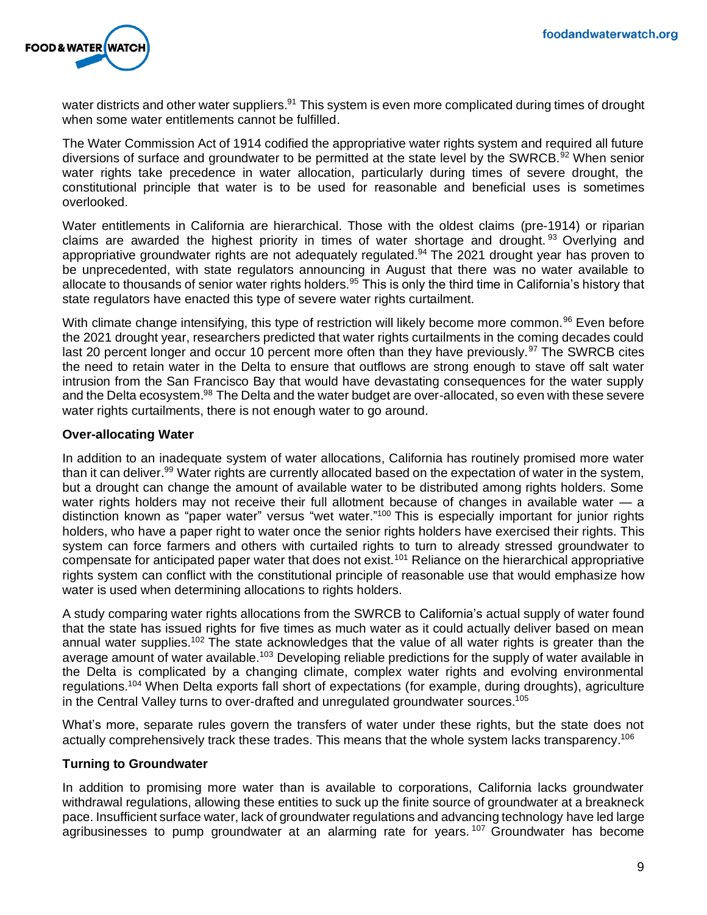water districts and other water suppliers.[91] This system is even more complicated during times of drought when some water entitlements cannot be fulfilled.

The Water Commission Act of 1914 codified the appropriative water rights system and required all future diversions of surface and groundwater to be permitted at the state level by the SWRCB.[92] When senior water rights take precedence in water allocation, particularly during times of severe drought, the constitutional principle that water is to be used for reasonable and beneficial uses is sometimes overlooked.

Water entitlements in California are hierarchical. Those with the oldest claims (pre-1914) or riparian claims are awarded the highest priority in times of water shortage and drought.[93] Overlying and appropriative groundwater rights are not adequately regulated.[94] The 2021 drought year has proven to be unprecedented, with state regulators announcing in August that there was no water available to allocate to thousands of senior water rights holders.[95] This is only the third time in California's history that state regulators have enacted this type of severe water rights curtailment.

With climate change intensifying, this type of restriction will likely become more common.[96] Even before the 2021 drought year, researchers predicted that water rights curtailments in the coming decades could last 20 percent longer and occur 10 percent more often than they have previously.[97] The SWRCB cites the need to retain water in the Delta to ensure that outflows are strong enough to stave off salt water intrusion from the San Francisco Bay that would have devastating consequences for the water supply and the Delta ecosystem.[98] The Delta and the water budget are over-allocated, so even with these severe water rights curtailments, there is not enough water to go around.

### Over-allocating Water

In addition to an inadequate system of water allocations, California has routinely promised more water than it can deliver.[99] Water rights are currently allocated based on the expectation of water in the system, but a drought can change the amount of available water to be distributed among rights holders. Some water rights holders may not receive their full allotment because of changes in available water — a distinction known as "paper water" versus "wet water."[100] This is especially important for junior rights holders, who have a paper right to water once the senior rights holders have exercised their rights. This system can force farmers and others with curtailed rights to turn to already stressed groundwater to compensate for anticipated paper water that does not exist.[101] Reliance on the hierarchical appropriative rights system can conflict with the constitutional principle of reasonable use that would emphasize how water is used when determining allocations to rights holders.

A study comparing water rights allocations from the SWRCB to California's actual supply of water found that the state has issued rights for five times as much water as it could actually deliver based on mean annual water supplies.[102] The state acknowledges that the value of all water rights is greater than the average amount of water available.[103] Developing reliable predictions for the supply of water available in the Delta is complicated by a changing climate, complex water rights and evolving environmental regulations.[104] When Delta exports fall short of expectations (for example, during droughts), agriculture in the Central Valley turns to over-drafted and unregulated groundwater sources.[105]

What's more, separate rules govern the transfers of water under these rights, but the state does not actually comprehensively track these trades. This means that the whole system lacks transparency.[106]

### Turning to Groundwater

In addition to promising more water than is available to corporations, California lacks groundwater withdrawal regulations, allowing these entities to suck up the finite source of groundwater at a breakneck pace. Insufficient surface water, lack of groundwater regulations and advancing technology have led large agribusinesses to pump groundwater at an alarming rate for years.[107] Groundwater has become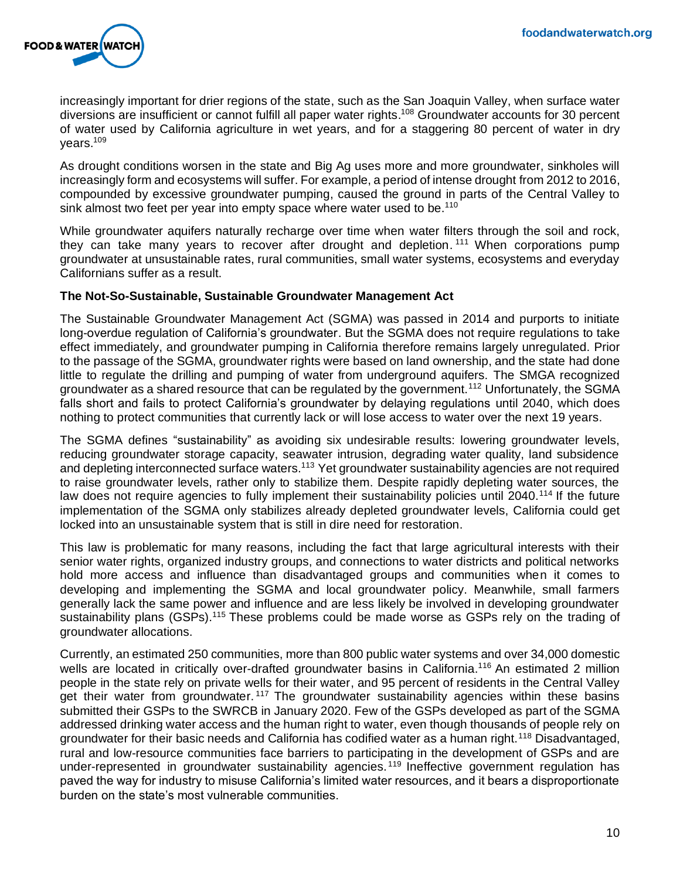increasingly important for drier regions of the state, such as the San Joaquin Valley, when surface water diversions are insufficient or cannot fulfill all paper water rights.[108] Groundwater accounts for 30 percent of water used by California agriculture in wet years, and for a staggering 80 percent of water in dry years.[109]

As drought conditions worsen in the state and Big Ag uses more and more groundwater, sinkholes will increasingly form and ecosystems will suffer. For example, a period of intense drought from 2012 to 2016, compounded by excessive groundwater pumping, caused the ground in parts of the Central Valley to sink almost two feet per year into empty space where water used to be.[110]

While groundwater aquifers naturally recharge over time when water filters through the soil and rock, they can take many years to recover after drought and depletion.[111] When corporations pump groundwater at unsustainable rates, rural communities, small water systems, ecosystems and everyday Californians suffer as a result.

**The Not-So-Sustainable, Sustainable Groundwater Management Act**

The Sustainable Groundwater Management Act (SGMA) was passed in 2014 and purports to initiate long-overdue regulation of California's groundwater. But the SGMA does not require regulations to take effect immediately, and groundwater pumping in California therefore remains largely unregulated. Prior to the passage of the SGMA, groundwater rights were based on land ownership, and the state had done little to regulate the drilling and pumping of water from underground aquifers. The SMGA recognized groundwater as a shared resource that can be regulated by the government.[112] Unfortunately, the SGMA falls short and fails to protect California's groundwater by delaying regulations until 2040, which does nothing to protect communities that currently lack or will lose access to water over the next 19 years.

The SGMA defines "sustainability" as avoiding six undesirable results: lowering groundwater levels, reducing groundwater storage capacity, seawater intrusion, degrading water quality, land subsidence and depleting interconnected surface waters.[113] Yet groundwater sustainability agencies are not required to raise groundwater levels, rather only to stabilize them. Despite rapidly depleting water sources, the law does not require agencies to fully implement their sustainability policies until 2040.[114] If the future implementation of the SGMA only stabilizes already depleted groundwater levels, California could get locked into an unsustainable system that is still in dire need for restoration.

This law is problematic for many reasons, including the fact that large agricultural interests with their senior water rights, organized industry groups, and connections to water districts and political networks hold more access and influence than disadvantaged groups and communities when it comes to developing and implementing the SGMA and local groundwater policy. Meanwhile, small farmers generally lack the same power and influence and are less likely be involved in developing groundwater sustainability plans (GSPs).[115] These problems could be made worse as GSPs rely on the trading of groundwater allocations.

Currently, an estimated 250 communities, more than 800 public water systems and over 34,000 domestic wells are located in critically over-drafted groundwater basins in California.[116] An estimated 2 million people in the state rely on private wells for their water, and 95 percent of residents in the Central Valley get their water from groundwater.[117] The groundwater sustainability agencies within these basins submitted their GSPs to the SWRCB in January 2020. Few of the GSPs developed as part of the SGMA addressed drinking water access and the human right to water, even though thousands of people rely on groundwater for their basic needs and California has codified water as a human right.[118] Disadvantaged, rural and low-resource communities face barriers to participating in the development of GSPs and are under-represented in groundwater sustainability agencies.[119] Ineffective government regulation has paved the way for industry to misuse California's limited water resources, and it bears a disproportionate burden on the state's most vulnerable communities.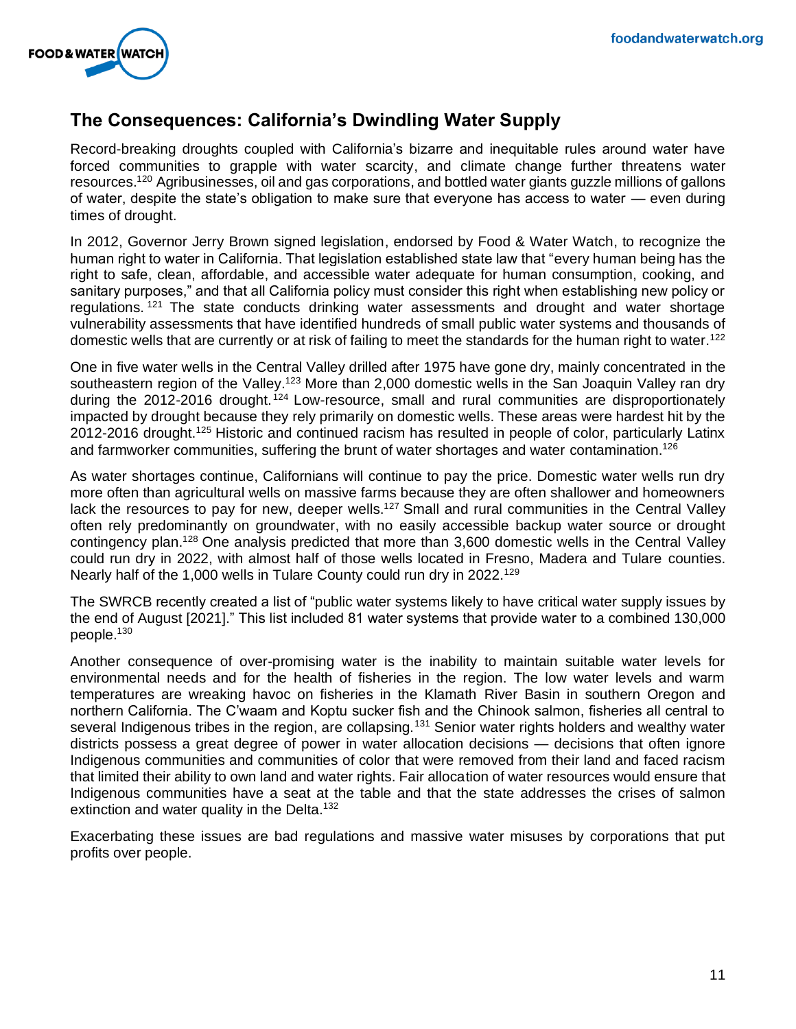## The Consequences: California's Dwindling Water Supply

Record-breaking droughts coupled with California's bizarre and inequitable rules around water have forced communities to grapple with water scarcity, and climate change further threatens water resources.[120] Agribusinesses, oil and gas corporations, and bottled water giants guzzle millions of gallons of water, despite the state's obligation to make sure that everyone has access to water — even during times of drought.

In 2012, Governor Jerry Brown signed legislation, endorsed by Food & Water Watch, to recognize the human right to water in California. That legislation established state law that "every human being has the right to safe, clean, affordable, and accessible water adequate for human consumption, cooking, and sanitary purposes," and that all California policy must consider this right when establishing new policy or regulations.[121] The state conducts drinking water assessments and drought and water shortage vulnerability assessments that have identified hundreds of small public water systems and thousands of domestic wells that are currently or at risk of failing to meet the standards for the human right to water.[122]

One in five water wells in the Central Valley drilled after 1975 have gone dry, mainly concentrated in the southeastern region of the Valley.[123] More than 2,000 domestic wells in the San Joaquin Valley ran dry during the 2012-2016 drought.[124] Low-resource, small and rural communities are disproportionately impacted by drought because they rely primarily on domestic wells. These areas were hardest hit by the 2012-2016 drought.[125] Historic and continued racism has resulted in people of color, particularly Latinx and farmworker communities, suffering the brunt of water shortages and water contamination.[126]

As water shortages continue, Californians will continue to pay the price. Domestic water wells run dry more often than agricultural wells on massive farms because they are often shallower and homeowners lack the resources to pay for new, deeper wells.[127] Small and rural communities in the Central Valley often rely predominantly on groundwater, with no easily accessible backup water source or drought contingency plan.[128] One analysis predicted that more than 3,600 domestic wells in the Central Valley could run dry in 2022, with almost half of those wells located in Fresno, Madera and Tulare counties. Nearly half of the 1,000 wells in Tulare County could run dry in 2022.[129]

The SWRCB recently created a list of "public water systems likely to have critical water supply issues by the end of August [2021]." This list included 81 water systems that provide water to a combined 130,000 people.[130]

Another consequence of over-promising water is the inability to maintain suitable water levels for environmental needs and for the health of fisheries in the region. The low water levels and warm temperatures are wreaking havoc on fisheries in the Klamath River Basin in southern Oregon and northern California. The C'waam and Koptu sucker fish and the Chinook salmon, fisheries all central to several Indigenous tribes in the region, are collapsing.[131] Senior water rights holders and wealthy water districts possess a great degree of power in water allocation decisions — decisions that often ignore Indigenous communities and communities of color that were removed from their land and faced racism that limited their ability to own land and water rights. Fair allocation of water resources would ensure that Indigenous communities have a seat at the table and that the state addresses the crises of salmon extinction and water quality in the Delta.[132]

Exacerbating these issues are bad regulations and massive water misuses by corporations that put profits over people.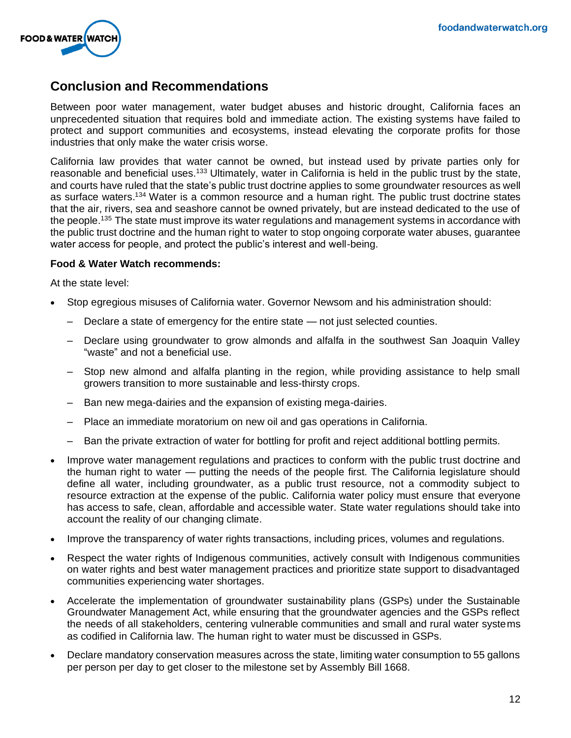## Conclusion and Recommendations

Between poor water management, water budget abuses and historic drought, California faces an unprecedented situation that requires bold and immediate action. The existing systems have failed to protect and support communities and ecosystems, instead elevating the corporate profits for those industries that only make the water crisis worse.

California law provides that water cannot be owned, but instead used by private parties only for reasonable and beneficial uses.[133] Ultimately, water in California is held in the public trust by the state, and courts have ruled that the state's public trust doctrine applies to some groundwater resources as well as surface waters.[134] Water is a common resource and a human right. The public trust doctrine states that the air, rivers, sea and seashore cannot be owned privately, but are instead dedicated to the use of the people.[135] The state must improve its water regulations and management systems in accordance with the public trust doctrine and the human right to water to stop ongoing corporate water abuses, guarantee water access for people, and protect the public's interest and well-being.

**Food & Water Watch recommends:**

At the state level:

- Stop egregious misuses of California water. Governor Newsom and his administration should:
  - Declare a state of emergency for the entire state — not just selected counties.
  - Declare using groundwater to grow almonds and alfalfa in the southwest San Joaquin Valley "waste" and not a beneficial use.
  - Stop new almond and alfalfa planting in the region, while providing assistance to help small growers transition to more sustainable and less-thirsty crops.
  - Ban new mega-dairies and the expansion of existing mega-dairies.
  - Place an immediate moratorium on new oil and gas operations in California.
  - Ban the private extraction of water for bottling for profit and reject additional bottling permits.
- Improve water management regulations and practices to conform with the public trust doctrine and the human right to water — putting the needs of the people first. The California legislature should define all water, including groundwater, as a public trust resource, not a commodity subject to resource extraction at the expense of the public. California water policy must ensure that everyone has access to safe, clean, affordable and accessible water. State water regulations should take into account the reality of our changing climate.
- Improve the transparency of water rights transactions, including prices, volumes and regulations.
- Respect the water rights of Indigenous communities, actively consult with Indigenous communities on water rights and best water management practices and prioritize state support to disadvantaged communities experiencing water shortages.
- Accelerate the implementation of groundwater sustainability plans (GSPs) under the Sustainable Groundwater Management Act, while ensuring that the groundwater agencies and the GSPs reflect the needs of all stakeholders, centering vulnerable communities and small and rural water systems as codified in California law. The human right to water must be discussed in GSPs.
- Declare mandatory conservation measures across the state, limiting water consumption to 55 gallons per person per day to get closer to the milestone set by Assembly Bill 1668.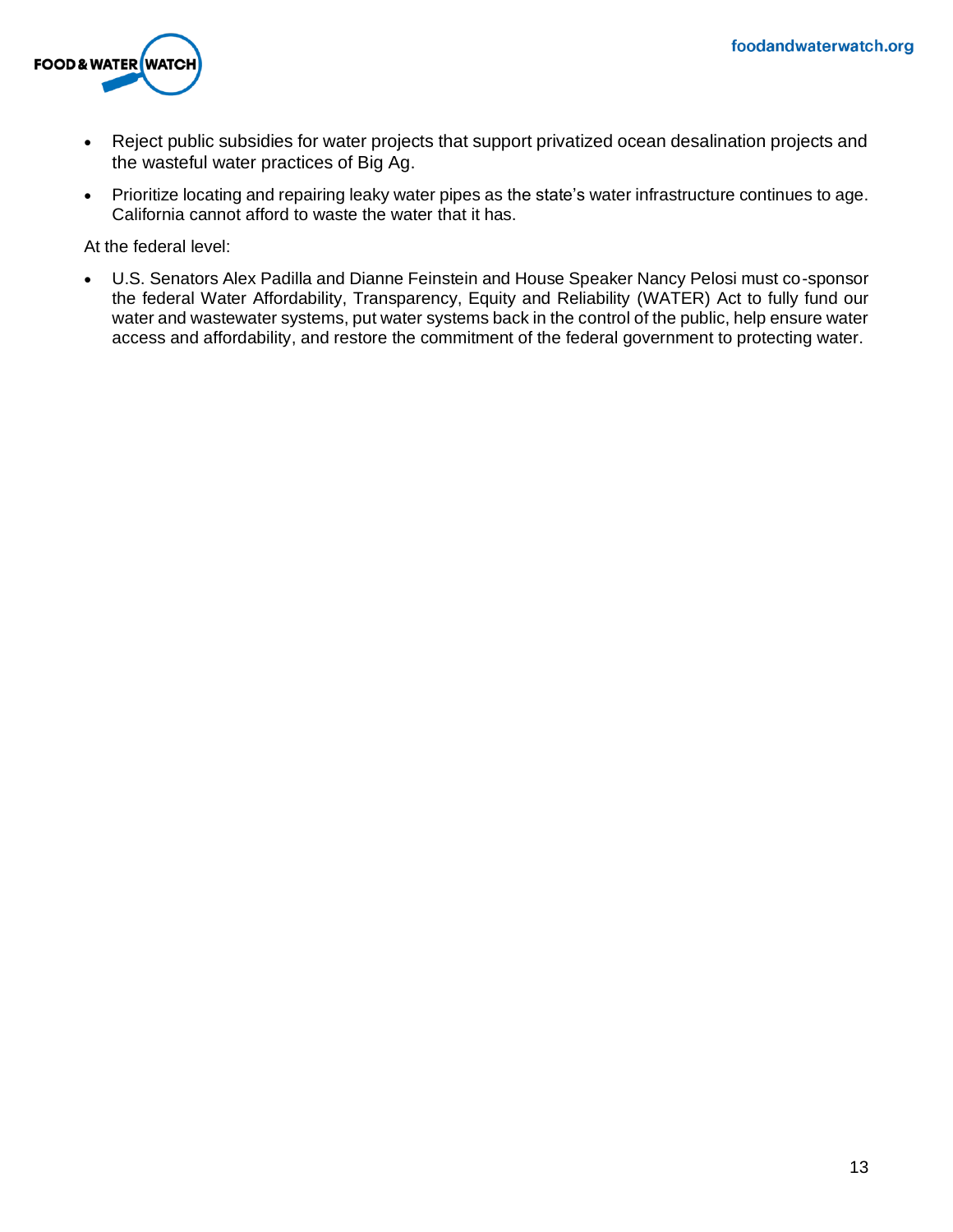- Reject public subsidies for water projects that support privatized ocean desalination projects and the wasteful water practices of Big Ag.
- Prioritize locating and repairing leaky water pipes as the state's water infrastructure continues to age. California cannot afford to waste the water that it has.

At the federal level:

- U.S. Senators Alex Padilla and Dianne Feinstein and House Speaker Nancy Pelosi must co-sponsor the federal Water Affordability, Transparency, Equity and Reliability (WATER) Act to fully fund our water and wastewater systems, put water systems back in the control of the public, help ensure water access and affordability, and restore the commitment of the federal government to protecting water.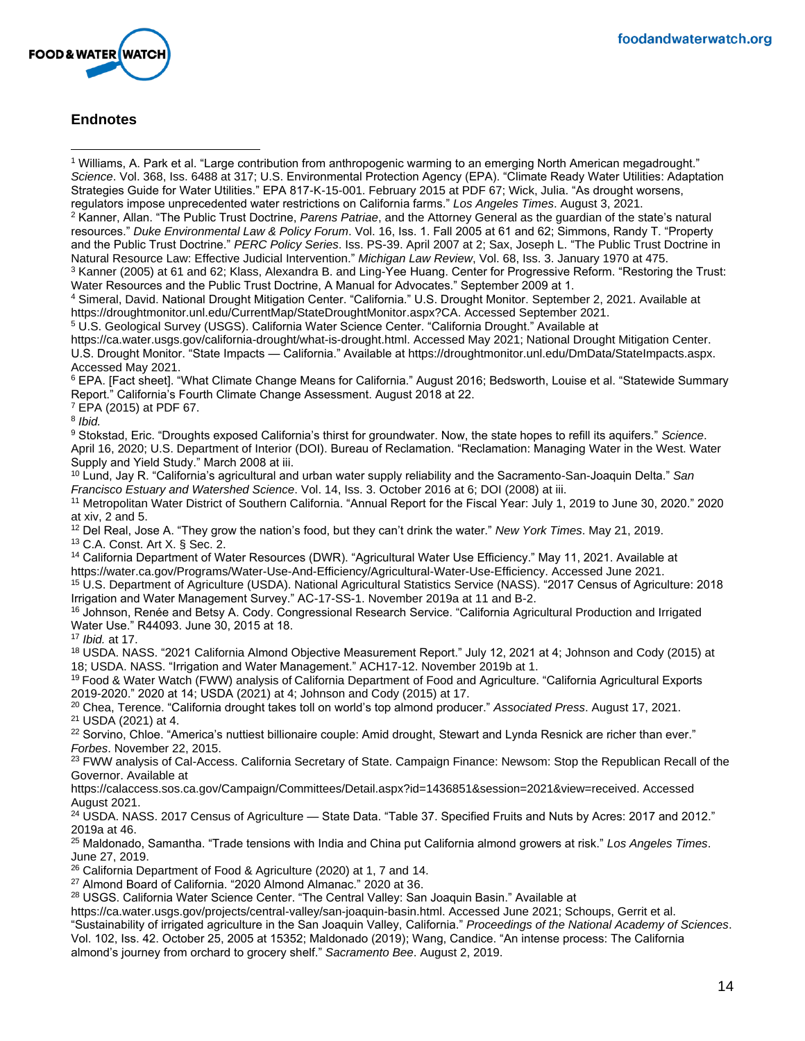## Endnotes

[1] Williams, A. Park et al. "Large contribution from anthropogenic warming to an emerging North American megadrought." *Science*. Vol. 368, Iss. 6488 at 317; U.S. Environmental Protection Agency (EPA). "Climate Ready Water Utilities: Adaptation Strategies Guide for Water Utilities." EPA 817-K-15-001. February 2015 at PDF 67; Wick, Julia. "As drought worsens, regulators impose unprecedented water restrictions on California farms." *Los Angeles Times*. August 3, 2021.

[2] Kanner, Allan. "The Public Trust Doctrine, *Parens Patriae*, and the Attorney General as the guardian of the state's natural resources." *Duke Environmental Law & Policy Forum*. Vol. 16, Iss. 1. Fall 2005 at 61 and 62; Simmons, Randy T. "Property and the Public Trust Doctrine." *PERC Policy Series*. Iss. PS-39. April 2007 at 2; Sax, Joseph L. "The Public Trust Doctrine in Natural Resource Law: Effective Judicial Intervention." *Michigan Law Review*, Vol. 68, Iss. 3. January 1970 at 475.

[3] Kanner (2005) at 61 and 62; Klass, Alexandra B. and Ling-Yee Huang. Center for Progressive Reform. "Restoring the Trust: Water Resources and the Public Trust Doctrine, A Manual for Advocates." September 2009 at 1.

[4] Simeral, David. National Drought Mitigation Center. "California." U.S. Drought Monitor. September 2, 2021. Available at https://droughtmonitor.unl.edu/CurrentMap/StateDroughtMonitor.aspx?CA. Accessed September 2021.

[5] U.S. Geological Survey (USGS). California Water Science Center. "California Drought." Available at https://ca.water.usgs.gov/california-drought/what-is-drought.html. Accessed May 2021; National Drought Mitigation Center. U.S. Drought Monitor. "State Impacts — California." Available at https://droughtmonitor.unl.edu/DmData/StateImpacts.aspx. Accessed May 2021.

[6] EPA. [Fact sheet]. "What Climate Change Means for California." August 2016; Bedsworth, Louise et al. "Statewide Summary Report." California's Fourth Climate Change Assessment. August 2018 at 22.

[7] EPA (2015) at PDF 67.

[8] *Ibid.*

[9] Stokstad, Eric. "Droughts exposed California's thirst for groundwater. Now, the state hopes to refill its aquifers." *Science*. April 16, 2020; U.S. Department of Interior (DOI). Bureau of Reclamation. "Reclamation: Managing Water in the West. Water Supply and Yield Study." March 2008 at iii.

[10] Lund, Jay R. "California's agricultural and urban water supply reliability and the Sacramento-San-Joaquin Delta." *San Francisco Estuary and Watershed Science*. Vol. 14, Iss. 3. October 2016 at 6; DOI (2008) at iii.

[11] Metropolitan Water District of Southern California. "Annual Report for the Fiscal Year: July 1, 2019 to June 30, 2020." 2020 at xiv, 2 and 5.

[12] Del Real, Jose A. "They grow the nation's food, but they can't drink the water." *New York Times*. May 21, 2019.

[13] C.A. Const. Art X. § Sec. 2.

[14] California Department of Water Resources (DWR). "Agricultural Water Use Efficiency." May 11, 2021. Available at https://water.ca.gov/Programs/Water-Use-And-Efficiency/Agricultural-Water-Use-Efficiency. Accessed June 2021.

[15] U.S. Department of Agriculture (USDA). National Agricultural Statistics Service (NASS). "2017 Census of Agriculture: 2018 Irrigation and Water Management Survey." AC-17-SS-1. November 2019a at 11 and B-2.

[16] Johnson, Renée and Betsy A. Cody. Congressional Research Service. "California Agricultural Production and Irrigated Water Use." R44093. June 30, 2015 at 18.

[17] *Ibid.* at 17.

[18] USDA. NASS. "2021 California Almond Objective Measurement Report." July 12, 2021 at 4; Johnson and Cody (2015) at 18; USDA. NASS. "Irrigation and Water Management." ACH17-12. November 2019b at 1.

[19] Food & Water Watch (FWW) analysis of California Department of Food and Agriculture. "California Agricultural Exports 2019-2020." 2020 at 14; USDA (2021) at 4; Johnson and Cody (2015) at 17.

[20] Chea, Terence. "California drought takes toll on world's top almond producer." *Associated Press*. August 17, 2021.

[21] USDA (2021) at 4.

[22] Sorvino, Chloe. "America's nuttiest billionaire couple: Amid drought, Stewart and Lynda Resnick are richer than ever." *Forbes*. November 22, 2015.

[23] FWW analysis of Cal-Access. California Secretary of State. Campaign Finance: Newsom: Stop the Republican Recall of the Governor. Available at https://calaccess.sos.ca.gov/Campaign/Committees/Detail.aspx?id=1436851&session=2021&view=received. Accessed August 2021.

[24] USDA. NASS. 2017 Census of Agriculture — State Data. "Table 37. Specified Fruits and Nuts by Acres: 2017 and 2012." 2019a at 46.

[25] Maldonado, Samantha. "Trade tensions with India and China put California almond growers at risk." *Los Angeles Times*. June 27, 2019.

[26] California Department of Food & Agriculture (2020) at 1, 7 and 14.

[27] Almond Board of California. "2020 Almond Almanac." 2020 at 36.

[28] USGS. California Water Science Center. "The Central Valley: San Joaquin Basin." Available at https://ca.water.usgs.gov/projects/central-valley/san-joaquin-basin.html. Accessed June 2021; Schoups, Gerrit et al. "Sustainability of irrigated agriculture in the San Joaquin Valley, California." *Proceedings of the National Academy of Sciences*. Vol. 102, Iss. 42. October 25, 2005 at 15352; Maldonado (2019); Wang, Candice. "An intense process: The California almond's journey from orchard to grocery shelf." *Sacramento Bee*. August 2, 2019.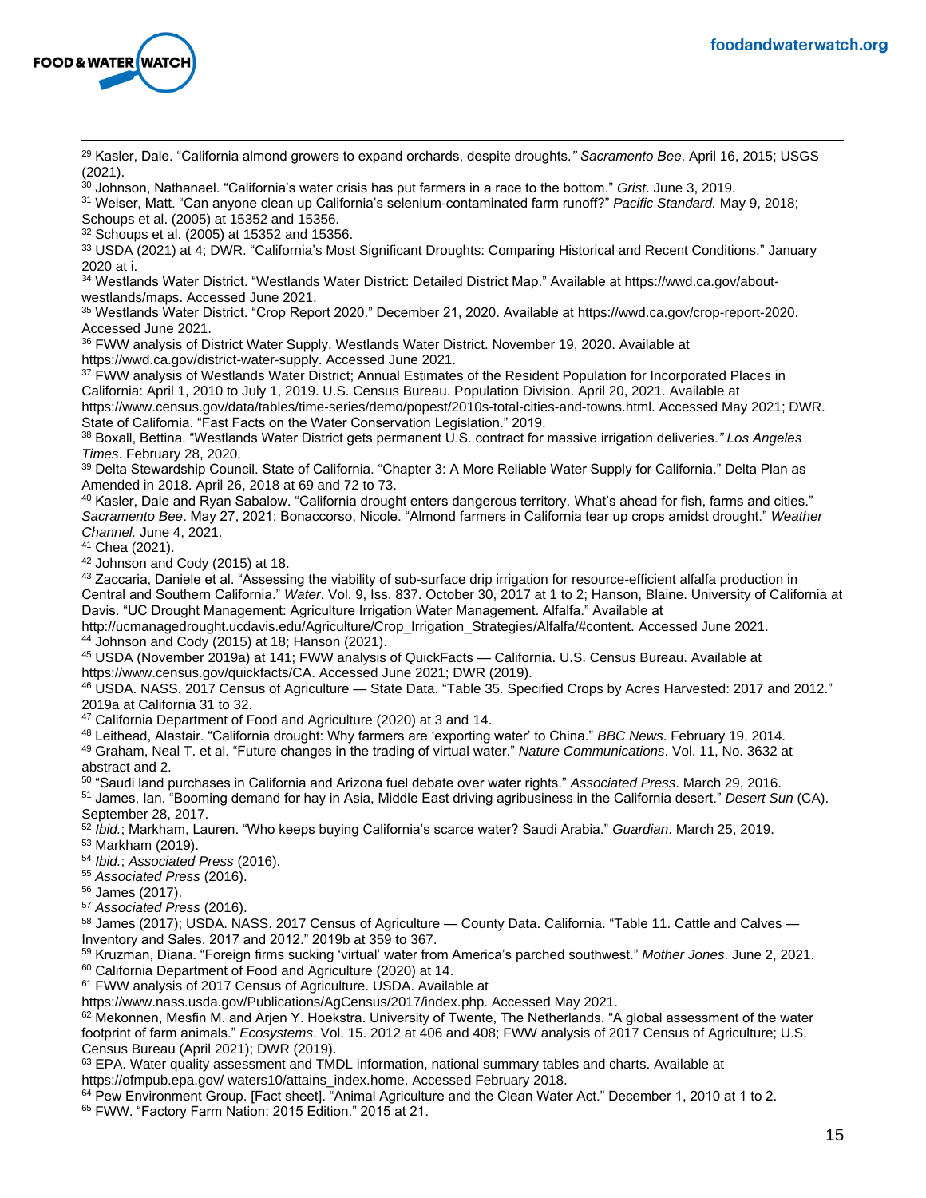[29] Kasler, Dale. "California almond growers to expand orchards, despite droughts*." Sacramento Bee*. April 16, 2015; USGS (2021).

[30] Johnson, Nathanael. "California's water crisis has put farmers in a race to the bottom." *Grist*. June 3, 2019.

[31] Weiser, Matt. "Can anyone clean up California's selenium-contaminated farm runoff?" *Pacific Standard.* May 9, 2018; Schoups et al. (2005) at 15352 and 15356.

[32] Schoups et al. (2005) at 15352 and 15356.

[33] USDA (2021) at 4; DWR. "California's Most Significant Droughts: Comparing Historical and Recent Conditions." January 2020 at i.

[34] Westlands Water District. "Westlands Water District: Detailed District Map." Available at https://wwd.ca.gov/about-westlands/maps. Accessed June 2021.

[35] Westlands Water District. "Crop Report 2020." December 21, 2020. Available at https://wwd.ca.gov/crop-report-2020. Accessed June 2021.

[36] FWW analysis of District Water Supply. Westlands Water District. November 19, 2020. Available at https://wwd.ca.gov/district-water-supply. Accessed June 2021.

[37] FWW analysis of Westlands Water District; Annual Estimates of the Resident Population for Incorporated Places in California: April 1, 2010 to July 1, 2019. U.S. Census Bureau. Population Division. April 20, 2021. Available at https://www.census.gov/data/tables/time-series/demo/popest/2010s-total-cities-and-towns.html. Accessed May 2021; DWR. State of California. "Fast Facts on the Water Conservation Legislation." 2019.

[38] Boxall, Bettina. "Westlands Water District gets permanent U.S. contract for massive irrigation deliveries*." Los Angeles Times*. February 28, 2020.

[39] Delta Stewardship Council. State of California. "Chapter 3: A More Reliable Water Supply for California." Delta Plan as Amended in 2018. April 26, 2018 at 69 and 72 to 73.

[40] Kasler, Dale and Ryan Sabalow. "California drought enters dangerous territory. What's ahead for fish, farms and cities." *Sacramento Bee*. May 27, 2021; Bonaccorso, Nicole. "Almond farmers in California tear up crops amidst drought." *Weather Channel.* June 4, 2021.

[41] Chea (2021).

[42] Johnson and Cody (2015) at 18.

[43] Zaccaria, Daniele et al. "Assessing the viability of sub-surface drip irrigation for resource-efficient alfalfa production in Central and Southern California." *Water*. Vol. 9, Iss. 837. October 30, 2017 at 1 to 2; Hanson, Blaine. University of California at Davis. "UC Drought Management: Agriculture Irrigation Water Management. Alfalfa." Available at http://ucmanagedrought.ucdavis.edu/Agriculture/Crop_Irrigation_Strategies/Alfalfa/#content. Accessed June 2021.

[44] Johnson and Cody (2015) at 18; Hanson (2021).

[45] USDA (November 2019a) at 141; FWW analysis of QuickFacts — California. U.S. Census Bureau. Available at https://www.census.gov/quickfacts/CA. Accessed June 2021; DWR (2019).

[46] USDA. NASS. 2017 Census of Agriculture — State Data. "Table 35. Specified Crops by Acres Harvested: 2017 and 2012." 2019a at California 31 to 32.

[47] California Department of Food and Agriculture (2020) at 3 and 14.

[48] Leithead, Alastair. "California drought: Why farmers are 'exporting water' to China." *BBC News*. February 19, 2014.

[49] Graham, Neal T. et al. "Future changes in the trading of virtual water." *Nature Communications*. Vol. 11, No. 3632 at abstract and 2.

[50] "Saudi land purchases in California and Arizona fuel debate over water rights." *Associated Press*. March 29, 2016.

[51] James, Ian. "Booming demand for hay in Asia, Middle East driving agribusiness in the California desert." *Desert Sun* (CA). September 28, 2017.

[52] *Ibid.*; Markham, Lauren. "Who keeps buying California's scarce water? Saudi Arabia." *Guardian*. March 25, 2019.

[53] Markham (2019).

[54] *Ibid.*; *Associated Press* (2016).

[55] *Associated Press* (2016).

[56] James (2017).

[57] *Associated Press* (2016).

[58] James (2017); USDA. NASS. 2017 Census of Agriculture — County Data. California. "Table 11. Cattle and Calves — Inventory and Sales. 2017 and 2012." 2019b at 359 to 367.

[59] Kruzman, Diana. "Foreign firms sucking 'virtual' water from America's parched southwest." *Mother Jones*. June 2, 2021.

[60] California Department of Food and Agriculture (2020) at 14.

[61] FWW analysis of 2017 Census of Agriculture. USDA. Available at https://www.nass.usda.gov/Publications/AgCensus/2017/index.php. Accessed May 2021.

[62] Mekonnen, Mesfin M. and Arjen Y. Hoekstra. University of Twente, The Netherlands. "A global assessment of the water footprint of farm animals." *Ecosystems*. Vol. 15. 2012 at 406 and 408; FWW analysis of 2017 Census of Agriculture; U.S. Census Bureau (April 2021); DWR (2019).

[63] EPA. Water quality assessment and TMDL information, national summary tables and charts. Available at https://ofmpub.epa.gov/ waters10/attains_index.home. Accessed February 2018.

[64] Pew Environment Group. [Fact sheet]. "Animal Agriculture and the Clean Water Act." December 1, 2010 at 1 to 2.

[65] FWW. "Factory Farm Nation: 2015 Edition." 2015 at 21.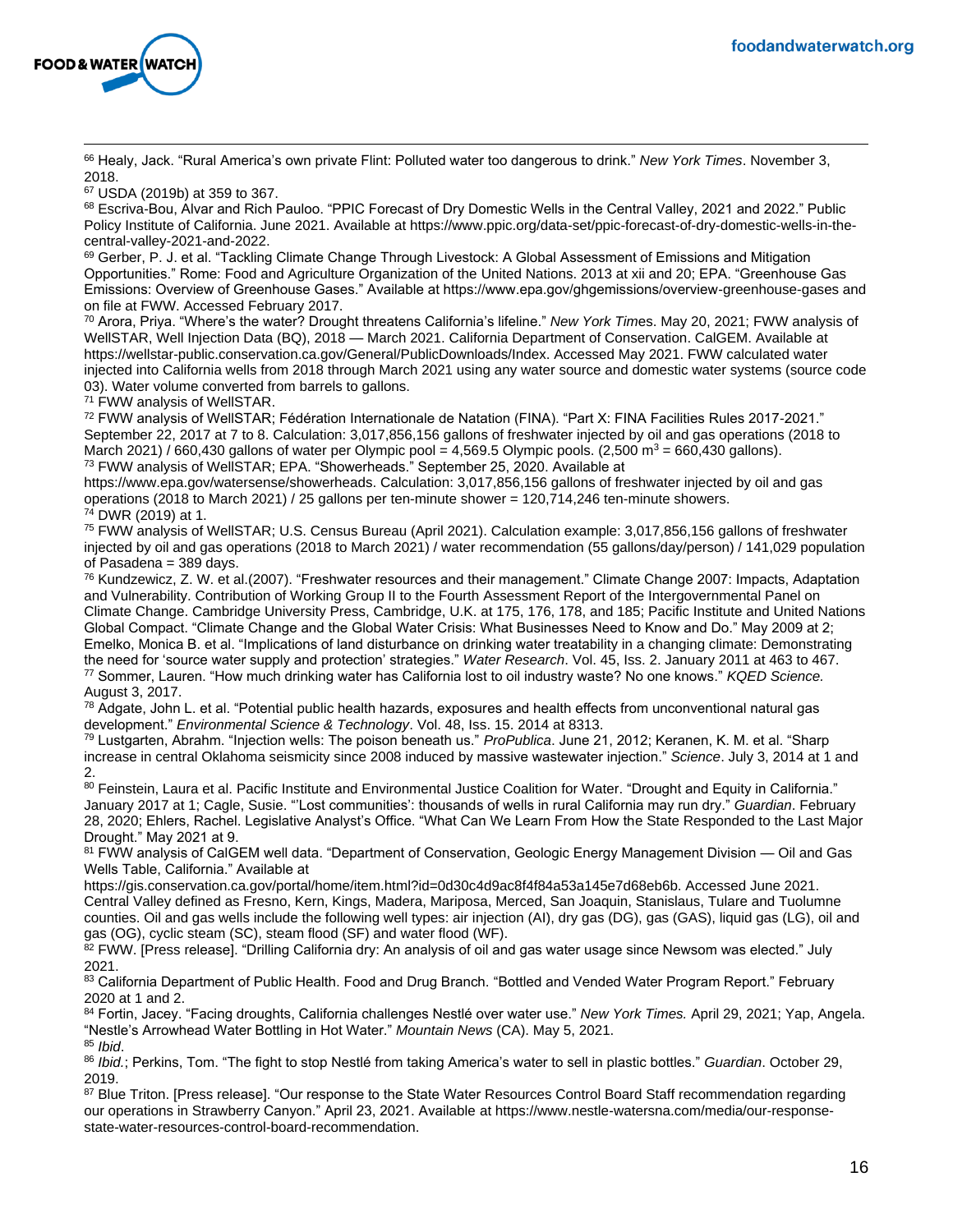[66] Healy, Jack. "Rural America's own private Flint: Polluted water too dangerous to drink." *New York Times*. November 3, 2018.

[67] USDA (2019b) at 359 to 367.

[68] Escriva-Bou, Alvar and Rich Pauloo. "PPIC Forecast of Dry Domestic Wells in the Central Valley, 2021 and 2022." Public Policy Institute of California. June 2021. Available at https://www.ppic.org/data-set/ppic-forecast-of-dry-domestic-wells-in-the-central-valley-2021-and-2022.

[69] Gerber, P. J. et al. "Tackling Climate Change Through Livestock: A Global Assessment of Emissions and Mitigation Opportunities." Rome: Food and Agriculture Organization of the United Nations. 2013 at xii and 20; EPA. "Greenhouse Gas Emissions: Overview of Greenhouse Gases." Available at https://www.epa.gov/ghgemissions/overview-greenhouse-gases and on file at FWW. Accessed February 2017.

[70] Arora, Priya. "Where's the water? Drought threatens California's lifeline." *New York Times*. May 20, 2021; FWW analysis of WellSTAR, Well Injection Data (BQ), 2018 — March 2021. California Department of Conservation. CalGEM. Available at https://wellstar-public.conservation.ca.gov/General/PublicDownloads/Index. Accessed May 2021. FWW calculated water injected into California wells from 2018 through March 2021 using any water source and domestic water systems (source code 03). Water volume converted from barrels to gallons.

[71] FWW analysis of WellSTAR.

[72] FWW analysis of WellSTAR; Fédération Internationale de Natation (FINA). "Part X: FINA Facilities Rules 2017-2021." September 22, 2017 at 7 to 8. Calculation: 3,017,856,156 gallons of freshwater injected by oil and gas operations (2018 to March 2021) / 660,430 gallons of water per Olympic pool = 4,569.5 Olympic pools. (2,500 $m^3$ = 660,430 gallons).

[73] FWW analysis of WellSTAR; EPA. "Showerheads." September 25, 2020. Available at https://www.epa.gov/watersense/showerheads. Calculation: 3,017,856,156 gallons of freshwater injected by oil and gas operations (2018 to March 2021) / 25 gallons per ten-minute shower = 120,714,246 ten-minute showers.

[74] DWR (2019) at 1.

[75] FWW analysis of WellSTAR; U.S. Census Bureau (April 2021). Calculation example: 3,017,856,156 gallons of freshwater injected by oil and gas operations (2018 to March 2021) / water recommendation (55 gallons/day/person) / 141,029 population of Pasadena = 389 days.

[76] Kundzewicz, Z. W. et al.(2007). "Freshwater resources and their management." Climate Change 2007: Impacts, Adaptation and Vulnerability. Contribution of Working Group II to the Fourth Assessment Report of the Intergovernmental Panel on Climate Change. Cambridge University Press, Cambridge, U.K. at 175, 176, 178, and 185; Pacific Institute and United Nations Global Compact. "Climate Change and the Global Water Crisis: What Businesses Need to Know and Do." May 2009 at 2; Emelko, Monica B. et al. "Implications of land disturbance on drinking water treatability in a changing climate: Demonstrating the need for 'source water supply and protection' strategies." *Water Research*. Vol. 45, Iss. 2. January 2011 at 463 to 467.

[77] Sommer, Lauren. "How much drinking water has California lost to oil industry waste? No one knows." *KQED Science.* August 3, 2017.

[78] Adgate, John L. et al. "Potential public health hazards, exposures and health effects from unconventional natural gas development." *Environmental Science & Technology*. Vol. 48, Iss. 15. 2014 at 8313.

[79] Lustgarten, Abrahm. "Injection wells: The poison beneath us." *ProPublica*. June 21, 2012; Keranen, K. M. et al. "Sharp increase in central Oklahoma seismicity since 2008 induced by massive wastewater injection." *Science*. July 3, 2014 at 1 and 2.

[80] Feinstein, Laura et al. Pacific Institute and Environmental Justice Coalition for Water. "Drought and Equity in California." January 2017 at 1; Cagle, Susie. "'Lost communities': thousands of wells in rural California may run dry." *Guardian*. February 28, 2020; Ehlers, Rachel. Legislative Analyst's Office. "What Can We Learn From How the State Responded to the Last Major Drought." May 2021 at 9.

[81] FWW analysis of CalGEM well data. "Department of Conservation, Geologic Energy Management Division — Oil and Gas Wells Table, California." Available at https://gis.conservation.ca.gov/portal/home/item.html?id=0d30c4d9ac8f4f84a53a145e7d68eb6b. Accessed June 2021. Central Valley defined as Fresno, Kern, Kings, Madera, Mariposa, Merced, San Joaquin, Stanislaus, Tulare and Tuolumne counties. Oil and gas wells include the following well types: air injection (AI), dry gas (DG), gas (GAS), liquid gas (LG), oil and gas (OG), cyclic steam (SC), steam flood (SF) and water flood (WF).

[82] FWW. [Press release]. "Drilling California dry: An analysis of oil and gas water usage since Newsom was elected." July 2021.

[83] California Department of Public Health. Food and Drug Branch. "Bottled and Vended Water Program Report." February 2020 at 1 and 2.

[84] Fortin, Jacey. "Facing droughts, California challenges Nestlé over water use." *New York Times.* April 29, 2021; Yap, Angela. "Nestle's Arrowhead Water Bottling in Hot Water." *Mountain News* (CA). May 5, 2021.

[85] *Ibid*.

[86] *Ibid.*; Perkins, Tom. "The fight to stop Nestlé from taking America's water to sell in plastic bottles." *Guardian*. October 29, 2019.

[87] Blue Triton. [Press release]. "Our response to the State Water Resources Control Board Staff recommendation regarding our operations in Strawberry Canyon." April 23, 2021. Available at https://www.nestle-watersna.com/media/our-response-state-water-resources-control-board-recommendation.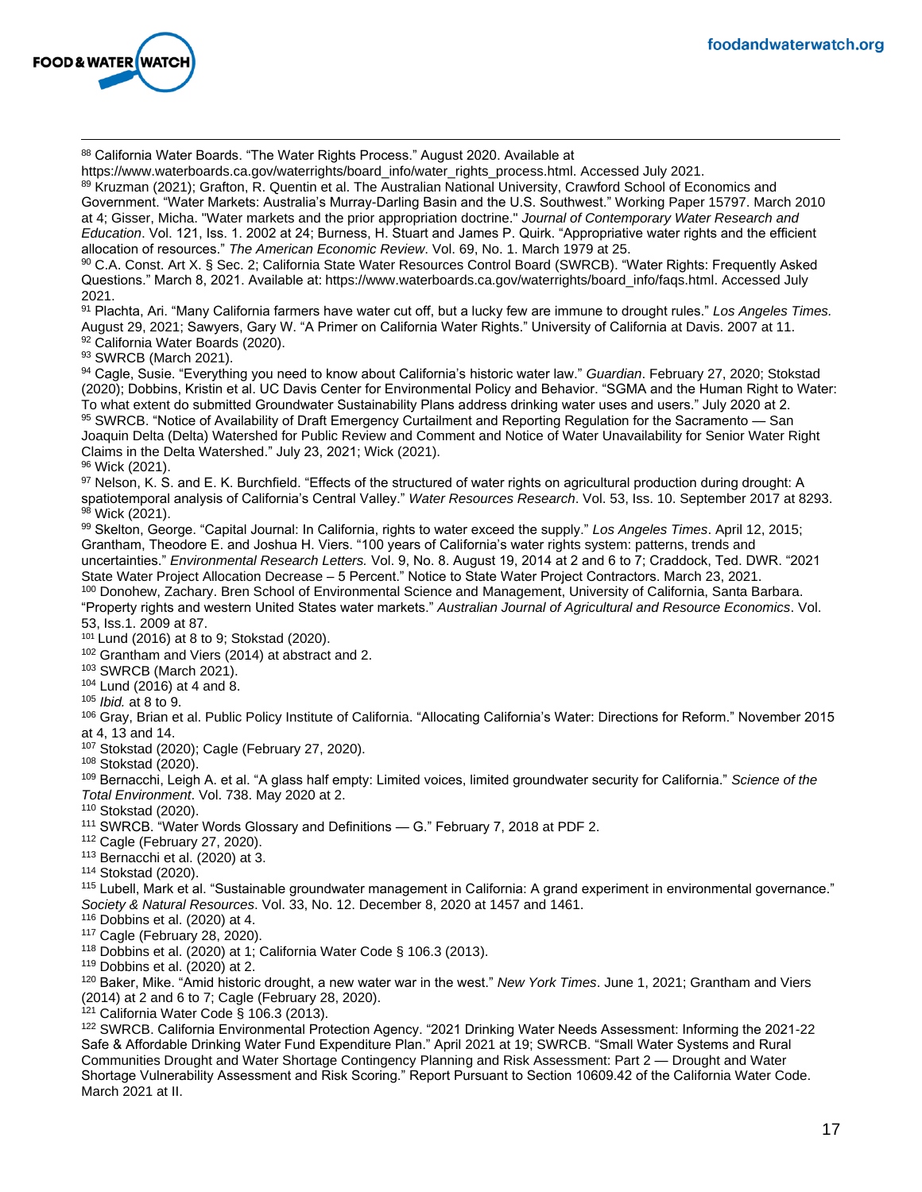[88] California Water Boards. "The Water Rights Process." August 2020. Available at https://www.waterboards.ca.gov/waterrights/board_info/water_rights_process.html. Accessed July 2021.

[89] Kruzman (2021); Grafton, R. Quentin et al. The Australian National University, Crawford School of Economics and Government. "Water Markets: Australia's Murray-Darling Basin and the U.S. Southwest." Working Paper 15797. March 2010 at 4; Gisser, Micha. "Water markets and the prior appropriation doctrine." *Journal of Contemporary Water Research and Education*. Vol. 121, Iss. 1. 2002 at 24; Burness, H. Stuart and James P. Quirk. "Appropriative water rights and the efficient allocation of resources." *The American Economic Review*. Vol. 69, No. 1. March 1979 at 25.

[90] C.A. Const. Art X. § Sec. 2; California State Water Resources Control Board (SWRCB). "Water Rights: Frequently Asked Questions." March 8, 2021. Available at: https://www.waterboards.ca.gov/waterrights/board_info/faqs.html. Accessed July 2021.

[91] Plachta, Ari. "Many California farmers have water cut off, but a lucky few are immune to drought rules." *Los Angeles Times.* August 29, 2021; Sawyers, Gary W. "A Primer on California Water Rights." University of California at Davis. 2007 at 11.

[92] California Water Boards (2020).

[93] SWRCB (March 2021).

[94] Cagle, Susie. "Everything you need to know about California's historic water law." *Guardian*. February 27, 2020; Stokstad (2020); Dobbins, Kristin et al. UC Davis Center for Environmental Policy and Behavior. "SGMA and the Human Right to Water: To what extent do submitted Groundwater Sustainability Plans address drinking water uses and users." July 2020 at 2.

[95] SWRCB. "Notice of Availability of Draft Emergency Curtailment and Reporting Regulation for the Sacramento — San Joaquin Delta (Delta) Watershed for Public Review and Comment and Notice of Water Unavailability for Senior Water Right Claims in the Delta Watershed." July 23, 2021; Wick (2021).

[96] Wick (2021).

[97] Nelson, K. S. and E. K. Burchfield. "Effects of the structured of water rights on agricultural production during drought: A spatiotemporal analysis of California's Central Valley." *Water Resources Research*. Vol. 53, Iss. 10. September 2017 at 8293.

[98] Wick (2021).

[99] Skelton, George. "Capital Journal: In California, rights to water exceed the supply." *Los Angeles Times*. April 12, 2015; Grantham, Theodore E. and Joshua H. Viers. "100 years of California's water rights system: patterns, trends and uncertainties." *Environmental Research Letters.* Vol. 9, No. 8. August 19, 2014 at 2 and 6 to 7; Craddock, Ted. DWR. "2021 State Water Project Allocation Decrease – 5 Percent." Notice to State Water Project Contractors. March 23, 2021.

[100] Donohew, Zachary. Bren School of Environmental Science and Management, University of California, Santa Barbara. "Property rights and western United States water markets." *Australian Journal of Agricultural and Resource Economics*. Vol. 53, Iss.1. 2009 at 87.

[101] Lund (2016) at 8 to 9; Stokstad (2020).

[102] Grantham and Viers (2014) at abstract and 2.

[103] SWRCB (March 2021).

[104] Lund (2016) at 4 and 8.

[105] *Ibid.* at 8 to 9.

[106] Gray, Brian et al. Public Policy Institute of California. "Allocating California's Water: Directions for Reform." November 2015 at 4, 13 and 14.

[107] Stokstad (2020); Cagle (February 27, 2020).

[108] Stokstad (2020).

[109] Bernacchi, Leigh A. et al. "A glass half empty: Limited voices, limited groundwater security for California." *Science of the Total Environment*. Vol. 738. May 2020 at 2.

[110] Stokstad (2020).

[111] SWRCB. "Water Words Glossary and Definitions — G." February 7, 2018 at PDF 2.

[112] Cagle (February 27, 2020).

[113] Bernacchi et al. (2020) at 3.

[114] Stokstad (2020).

[115] Lubell, Mark et al. "Sustainable groundwater management in California: A grand experiment in environmental governance." *Society & Natural Resources*. Vol. 33, No. 12. December 8, 2020 at 1457 and 1461.

[116] Dobbins et al. (2020) at 4.

[117] Cagle (February 28, 2020).

[118] Dobbins et al. (2020) at 1; California Water Code § 106.3 (2013).

[119] Dobbins et al. (2020) at 2.

[120] Baker, Mike. "Amid historic drought, a new water war in the west." *New York Times*. June 1, 2021; Grantham and Viers (2014) at 2 and 6 to 7; Cagle (February 28, 2020).

[121] California Water Code § 106.3 (2013).

[122] SWRCB. California Environmental Protection Agency. "2021 Drinking Water Needs Assessment: Informing the 2021-22 Safe & Affordable Drinking Water Fund Expenditure Plan." April 2021 at 19; SWRCB. "Small Water Systems and Rural Communities Drought and Water Shortage Contingency Planning and Risk Assessment: Part 2 — Drought and Water Shortage Vulnerability Assessment and Risk Scoring." Report Pursuant to Section 10609.42 of the California Water Code. March 2021 at II.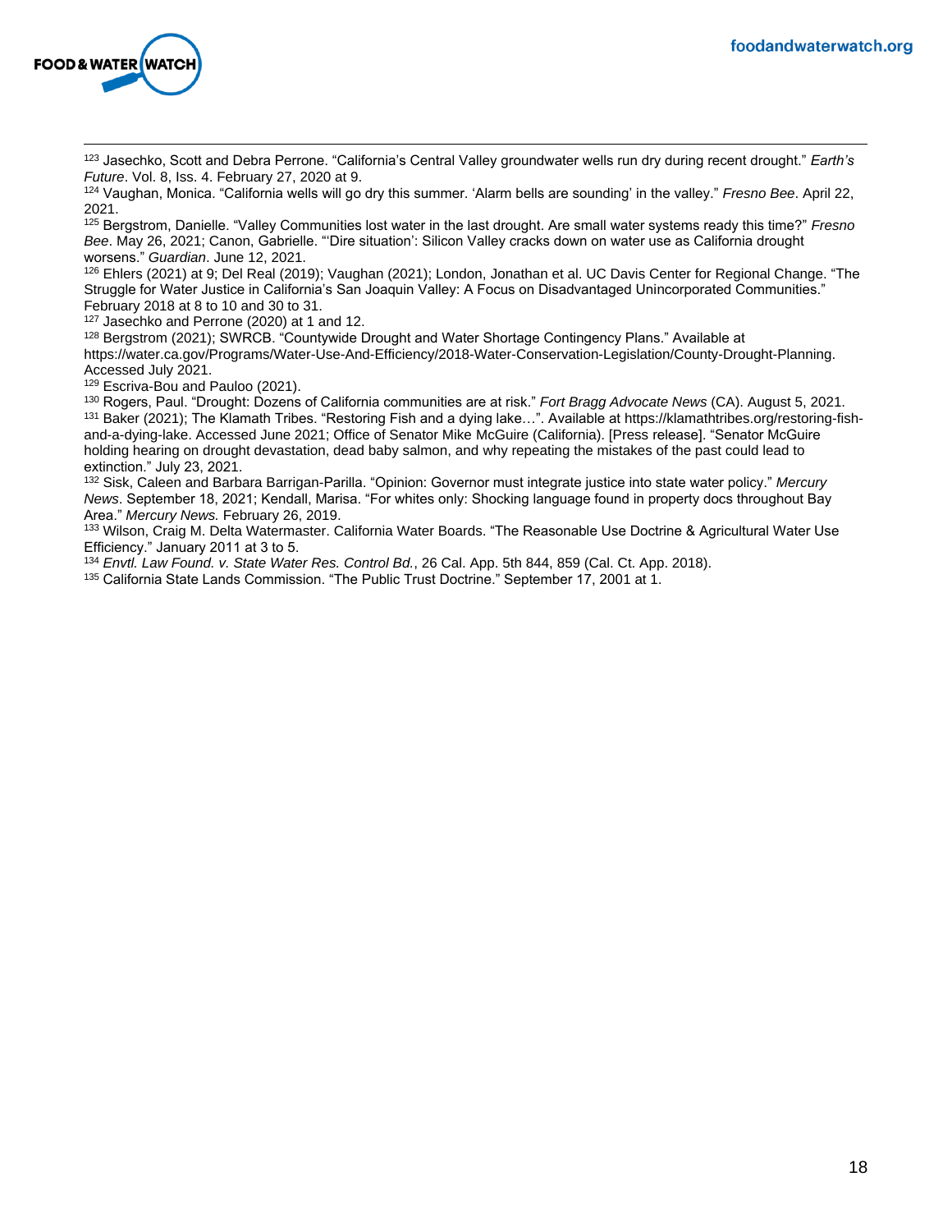[123] Jasechko, Scott and Debra Perrone. "California's Central Valley groundwater wells run dry during recent drought." *Earth's Future*. Vol. 8, Iss. 4. February 27, 2020 at 9.

[124] Vaughan, Monica. "California wells will go dry this summer. 'Alarm bells are sounding' in the valley." *Fresno Bee*. April 22, 2021.

[125] Bergstrom, Danielle. "Valley Communities lost water in the last drought. Are small water systems ready this time?" *Fresno Bee*. May 26, 2021; Canon, Gabrielle. "'Dire situation': Silicon Valley cracks down on water use as California drought worsens." *Guardian*. June 12, 2021.

[126] Ehlers (2021) at 9; Del Real (2019); Vaughan (2021); London, Jonathan et al. UC Davis Center for Regional Change. "The Struggle for Water Justice in California's San Joaquin Valley: A Focus on Disadvantaged Unincorporated Communities." February 2018 at 8 to 10 and 30 to 31.

[127] Jasechko and Perrone (2020) at 1 and 12.

[128] Bergstrom (2021); SWRCB. "Countywide Drought and Water Shortage Contingency Plans." Available at https://water.ca.gov/Programs/Water-Use-And-Efficiency/2018-Water-Conservation-Legislation/County-Drought-Planning. Accessed July 2021.

[129] Escriva-Bou and Pauloo (2021).

[130] Rogers, Paul. "Drought: Dozens of California communities are at risk." *Fort Bragg Advocate News* (CA). August 5, 2021.

[131] Baker (2021); The Klamath Tribes. "Restoring Fish and a dying lake…". Available at https://klamathtribes.org/restoring-fish-and-a-dying-lake. Accessed June 2021; Office of Senator Mike McGuire (California). [Press release]. "Senator McGuire holding hearing on drought devastation, dead baby salmon, and why repeating the mistakes of the past could lead to extinction." July 23, 2021.

[132] Sisk, Caleen and Barbara Barrigan-Parilla. "Opinion: Governor must integrate justice into state water policy." *Mercury News*. September 18, 2021; Kendall, Marisa. "For whites only: Shocking language found in property docs throughout Bay Area." *Mercury News.* February 26, 2019.

[133] Wilson, Craig M. Delta Watermaster. California Water Boards. "The Reasonable Use Doctrine & Agricultural Water Use Efficiency." January 2011 at 3 to 5.

[134] *Envtl. Law Found. v. State Water Res. Control Bd.*, 26 Cal. App. 5th 844, 859 (Cal. Ct. App. 2018).

[135] California State Lands Commission. "The Public Trust Doctrine." September 17, 2001 at 1.